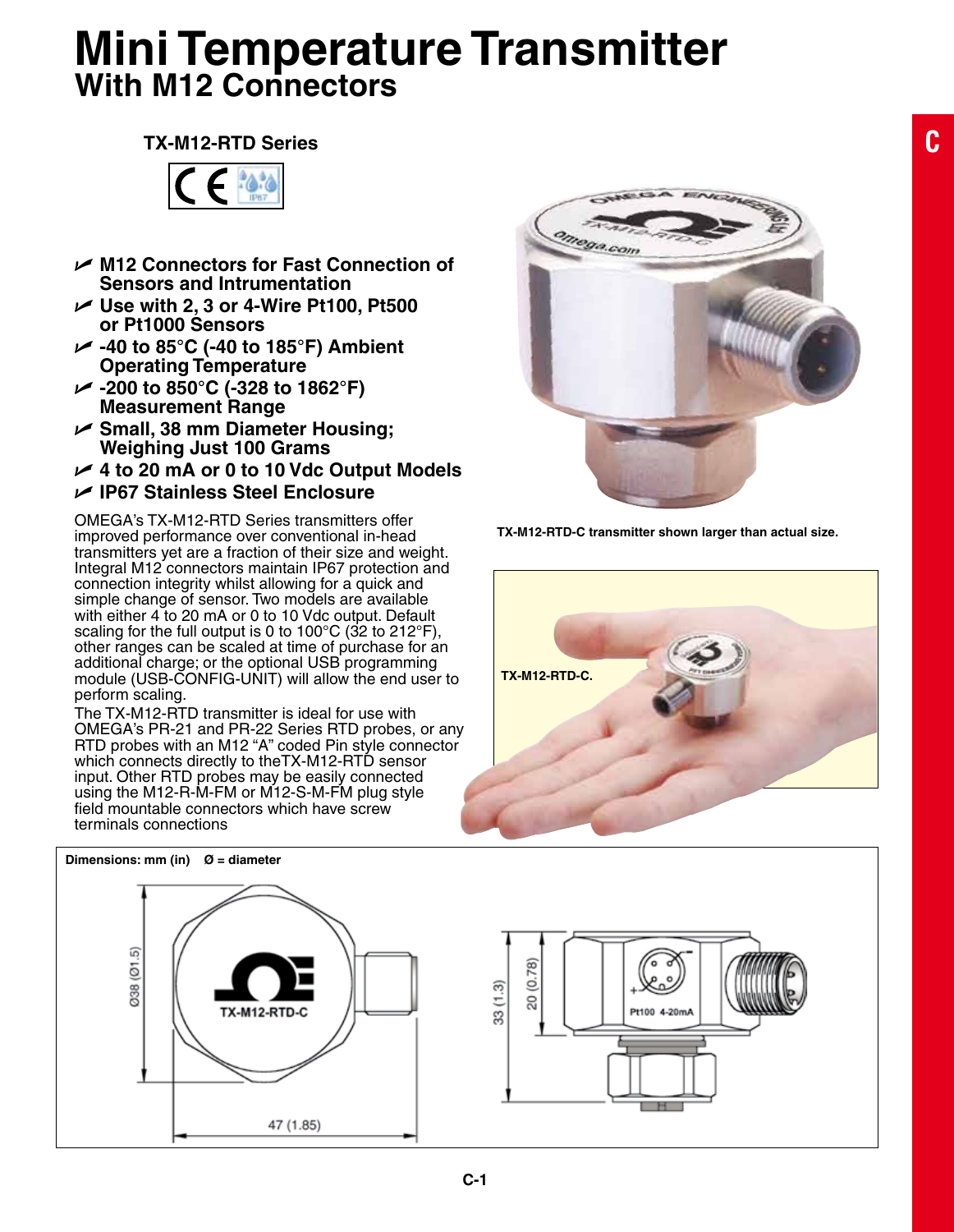# Mini Temperature Transmitter
## With M12 Connectors

### TX-M12-RTD Series

- M12 Connectors for Fast Connection of Sensors and Intrumentation
- Use with 2, 3 or 4-Wire Pt100, Pt500 or Pt1000 Sensors
- -40 to 85°C (-40 to 185°F) Ambient Operating Temperature
- -200 to 850°C (-328 to 1862°F) Measurement Range
- Small, 38 mm Diameter Housing; Weighing Just 100 Grams
- 4 to 20 mA or 0 to 10 Vdc Output Models
- IP67 Stainless Steel Enclosure

OMEGA's TX-M12-RTD Series transmitters offer improved performance over conventional in-head transmitters yet are a fraction of their size and weight. Integral M12 connectors maintain IP67 protection and connection integrity whilst allowing for a quick and simple change of sensor. Two models are available with either 4 to 20 mA or 0 to 10 Vdc output. Default scaling for the full output is 0 to 100°C (32 to 212°F), other ranges can be scaled at time of purchase for an additional charge; or the optional USB programming module (USB-CONFIG-UNIT) will allow the end user to perform scaling.

The TX-M12-RTD transmitter is ideal for use with OMEGA's PR-21 and PR-22 Series RTD probes, or any RTD probes with an M12 "A" coded Pin style connector which connects directly to theTX-M12-RTD sensor input. Other RTD probes may be easily connected using the M12-R-M-FM or M12-S-M-FM plug style field mountable connectors which have screw terminals connections

TX-M12-RTD-C transmitter shown larger than actual size.

TX-M12-RTD-C.

Dimensions: mm (in) Ø = diameter

Ø38 (Ø1.5)

TX-M12-RTD-C

47 (1.85)

33 (1.3)

20 (0.78)

Pt100 4-20mA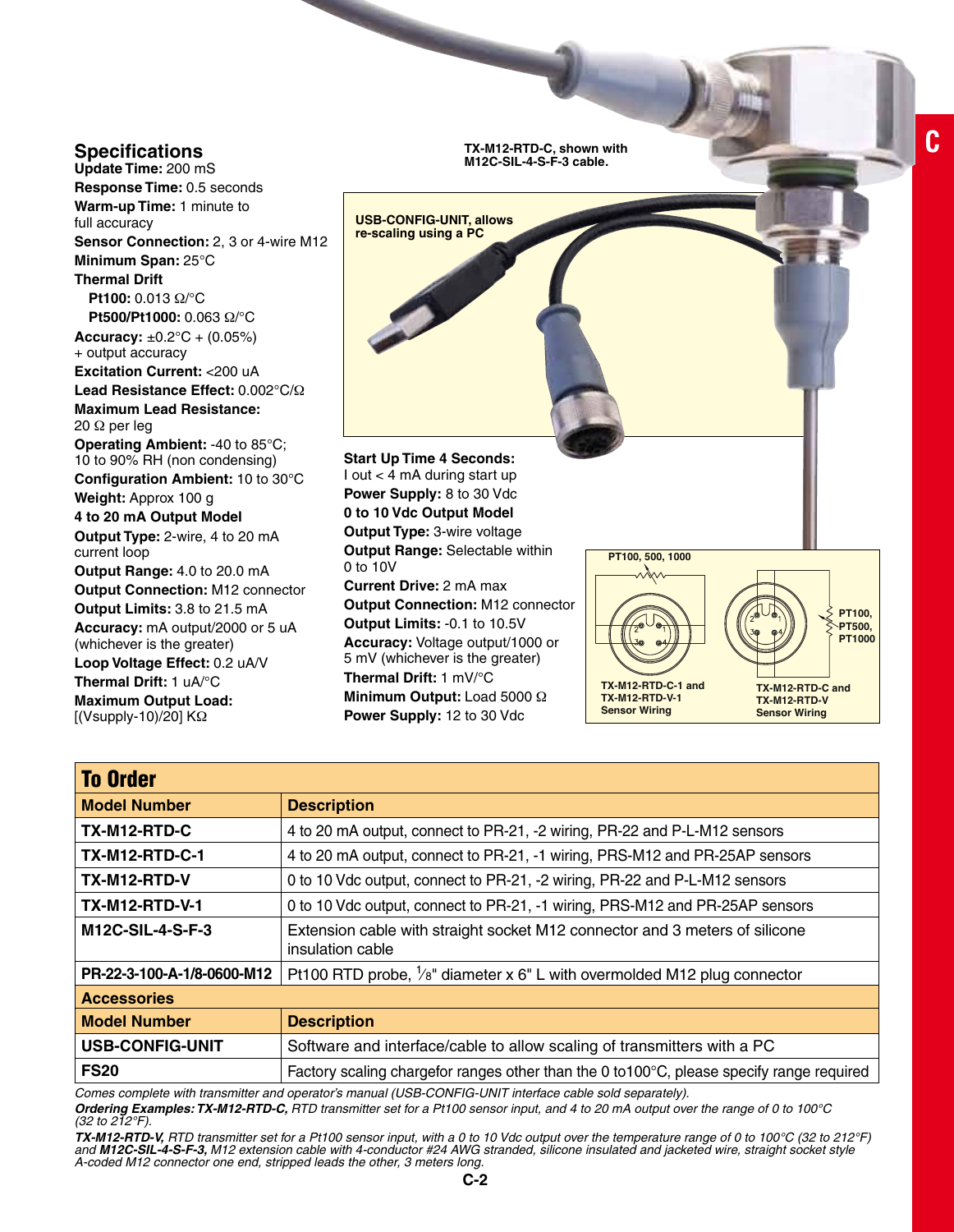## Specifications

**Update Time:** 200 mS

**Response Time:** 0.5 seconds

**Warm-up Time:** 1 minute to full accuracy

**Sensor Connection:** 2, 3 or 4-wire M12

**Minimum Span:** 25°C

**Thermal Drift**

**Pt100:** 0.013 Ω/°C

**Pt500/Pt1000:** 0.063 Ω/°C

**Accuracy:** ±0.2°C + (0.05%) + output accuracy

**Excitation Current:** <200 uA

**Lead Resistance Effect:** 0.002°C/Ω

**Maximum Lead Resistance:** 20 Ω per leg

**Operating Ambient:** -40 to 85°C; 10 to 90% RH (non condensing)

**Configuration Ambient:** 10 to 30°C

**Weight:** Approx 100 g

**4 to 20 mA Output Model**

**Output Type:** 2-wire, 4 to 20 mA current loop

**Output Range:** 4.0 to 20.0 mA

**Output Connection:** M12 connector

**Output Limits:** 3.8 to 21.5 mA

**Accuracy:** mA output/2000 or 5 uA (whichever is the greater)

**Loop Voltage Effect:** 0.2 uA/V

**Thermal Drift:** 1 uA/°C

**Maximum Output Load:** [(Vsupply-10)/20] KΩ

**Start Up Time 4 Seconds:** I out < 4 mA during start up

**Power Supply:** 8 to 30 Vdc

**0 to 10 Vdc Output Model**

**Output Type:** 3-wire voltage

**Output Range:** Selectable within 0 to 10V

**Current Drive:** 2 mA max

**Output Connection:** M12 connector

**Output Limits:** -0.1 to 10.5V

**Accuracy:** Voltage output/1000 or 5 mV (whichever is the greater)

**Thermal Drift:** 1 mV/°C

**Minimum Output:** Load 5000 Ω

**Power Supply:** 12 to 30 Vdc

**TX-M12-RTD-C, shown with M12C-SIL-4-S-F-3 cable.**

**USB-CONFIG-UNIT, allows re-scaling using a PC**

PT100, 500, 1000

**TX-M12-RTD-C-1 and TX-M12-RTD-V-1 Sensor Wiring**

PT100, PT500, PT1000

**TX-M12-RTD-C and TX-M12-RTD-V Sensor Wiring**

## To Order

| Model Number | Description |
|---|---|
| TX-M12-RTD-C | 4 to 20 mA output, connect to PR-21, -2 wiring, PR-22 and P-L-M12 sensors |
| TX-M12-RTD-C-1 | 4 to 20 mA output, connect to PR-21, -1 wiring, PRS-M12 and PR-25AP sensors |
| TX-M12-RTD-V | 0 to 10 Vdc output, connect to PR-21, -2 wiring, PR-22 and P-L-M12 sensors |
| TX-M12-RTD-V-1 | 0 to 10 Vdc output, connect to PR-21, -1 wiring, PRS-M12 and PR-25AP sensors |
| M12C-SIL-4-S-F-3 | Extension cable with straight socket M12 connector and 3 meters of silicone insulation cable |
| PR-22-3-100-A-1/8-0600-M12 | Pt100 RTD probe, 1⁄8" diameter x 6" L with overmolded M12 plug connector |

**Accessories**

| Model Number | Description |
|---|---|
| USB-CONFIG-UNIT | Software and interface/cable to allow scaling of transmitters with a PC |
| FS20 | Factory scaling chargefor ranges other than the 0 to100°C, please specify range required |

*Comes complete with transmitter and operator's manual (USB-CONFIG-UNIT interface cable sold separately).*

***Ordering Examples: TX-M12-RTD-C,*** *RTD transmitter set for a Pt100 sensor input, and 4 to 20 mA output over the range of 0 to 100°C (32 to 212°F).*

***TX-M12-RTD-V,*** *RTD transmitter set for a Pt100 sensor input, with a 0 to 10 Vdc output over the temperature range of 0 to 100°C (32 to 212°F) and* ***M12C-SIL-4-S-F-3,*** *M12 extension cable with 4-conductor #24 AWG stranded, silicone insulated and jacketed wire, straight socket style A-coded M12 connector one end, stripped leads the other, 3 meters long.*